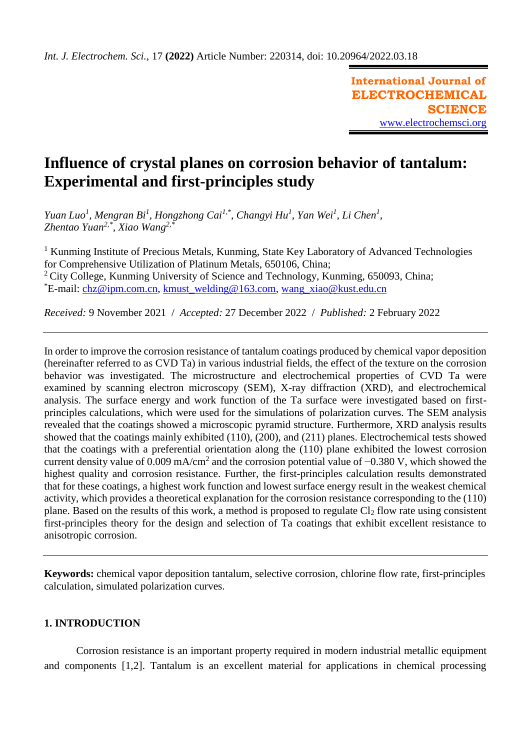*Int. J. Electrochem. Sci.,* 17 **(2022)** Article Number: 220314, doi: 10.20964/2022.03.18

**International Journal of ELECTROCHEMICAL SCIENCE**
www.electrochemsci.org

# Influence of crystal planes on corrosion behavior of tantalum: Experimental and first-principles study

*Yuan Luo[1], Mengran Bi[1], Hongzhong Cai[1,*], Changyi Hu[1], Yan Wei[1], Li Chen[1], Zhentao Yuan[2,*], Xiao Wang[2,*]*

[1] Kunming Institute of Precious Metals, Kunming, State Key Laboratory of Advanced Technologies for Comprehensive Utilization of Platinum Metals, 650106, China;
[2] City College, Kunming University of Science and Technology, Kunming, 650093, China;
[*]E-mail: chz@ipm.com.cn, kmust_welding@163.com, wang_xiao@kust.edu.cn

*Received:* 9 November 2021 / *Accepted:* 27 December 2022 / *Published:* 2 February 2022

---

In order to improve the corrosion resistance of tantalum coatings produced by chemical vapor deposition (hereinafter referred to as CVD Ta) in various industrial fields, the effect of the texture on the corrosion behavior was investigated. The microstructure and electrochemical properties of CVD Ta were examined by scanning electron microscopy (SEM), X-ray diffraction (XRD), and electrochemical analysis. The surface energy and work function of the Ta surface were investigated based on first-principles calculations, which were used for the simulations of polarization curves. The SEM analysis revealed that the coatings showed a microscopic pyramid structure. Furthermore, XRD analysis results showed that the coatings mainly exhibited (110), (200), and (211) planes. Electrochemical tests showed that the coatings with a preferential orientation along the (110) plane exhibited the lowest corrosion current density value of 0.009 mA/cm$^2$ and the corrosion potential value of −0.380 V, which showed the highest quality and corrosion resistance. Further, the first-principles calculation results demonstrated that for these coatings, a highest work function and lowest surface energy result in the weakest chemical activity, which provides a theoretical explanation for the corrosion resistance corresponding to the (110) plane. Based on the results of this work, a method is proposed to regulate $Cl_2$ flow rate using consistent first-principles theory for the design and selection of Ta coatings that exhibit excellent resistance to anisotropic corrosion.

---

**Keywords:** chemical vapor deposition tantalum, selective corrosion, chlorine flow rate, first-principles calculation, simulated polarization curves.

## 1. INTRODUCTION

Corrosion resistance is an important property required in modern industrial metallic equipment and components [1,2]. Tantalum is an excellent material for applications in chemical processing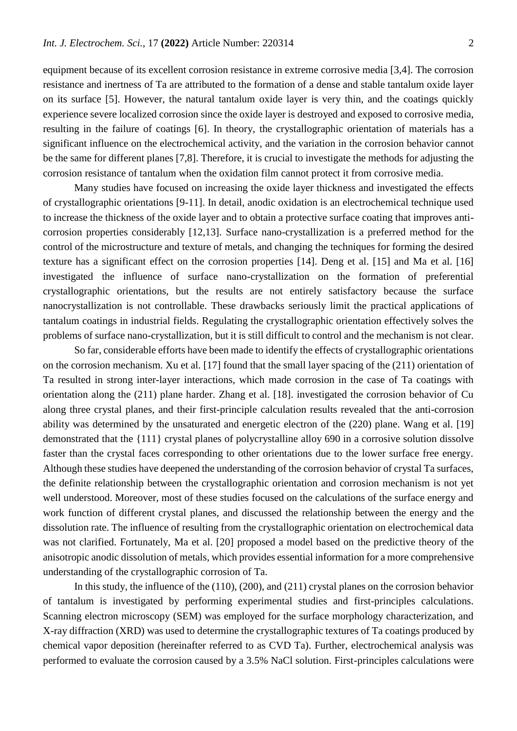equipment because of its excellent corrosion resistance in extreme corrosive media [3,4]. The corrosion resistance and inertness of Ta are attributed to the formation of a dense and stable tantalum oxide layer on its surface [5]. However, the natural tantalum oxide layer is very thin, and the coatings quickly experience severe localized corrosion since the oxide layer is destroyed and exposed to corrosive media, resulting in the failure of coatings [6]. In theory, the crystallographic orientation of materials has a significant influence on the electrochemical activity, and the variation in the corrosion behavior cannot be the same for different planes [7,8]. Therefore, it is crucial to investigate the methods for adjusting the corrosion resistance of tantalum when the oxidation film cannot protect it from corrosive media.

Many studies have focused on increasing the oxide layer thickness and investigated the effects of crystallographic orientations [9-11]. In detail, anodic oxidation is an electrochemical technique used to increase the thickness of the oxide layer and to obtain a protective surface coating that improves anti-corrosion properties considerably [12,13]. Surface nano-crystallization is a preferred method for the control of the microstructure and texture of metals, and changing the techniques for forming the desired texture has a significant effect on the corrosion properties [14]. Deng et al. [15] and Ma et al. [16] investigated the influence of surface nano-crystallization on the formation of preferential crystallographic orientations, but the results are not entirely satisfactory because the surface nanocrystallization is not controllable. These drawbacks seriously limit the practical applications of tantalum coatings in industrial fields. Regulating the crystallographic orientation effectively solves the problems of surface nano-crystallization, but it is still difficult to control and the mechanism is not clear.

So far, considerable efforts have been made to identify the effects of crystallographic orientations on the corrosion mechanism. Xu et al. [17] found that the small layer spacing of the (211) orientation of Ta resulted in strong inter-layer interactions, which made corrosion in the case of Ta coatings with orientation along the (211) plane harder. Zhang et al. [18]. investigated the corrosion behavior of Cu along three crystal planes, and their first-principle calculation results revealed that the anti-corrosion ability was determined by the unsaturated and energetic electron of the (220) plane. Wang et al. [19] demonstrated that the {111} crystal planes of polycrystalline alloy 690 in a corrosive solution dissolve faster than the crystal faces corresponding to other orientations due to the lower surface free energy. Although these studies have deepened the understanding of the corrosion behavior of crystal Ta surfaces, the definite relationship between the crystallographic orientation and corrosion mechanism is not yet well understood. Moreover, most of these studies focused on the calculations of the surface energy and work function of different crystal planes, and discussed the relationship between the energy and the dissolution rate. The influence of resulting from the crystallographic orientation on electrochemical data was not clarified. Fortunately, Ma et al. [20] proposed a model based on the predictive theory of the anisotropic anodic dissolution of metals, which provides essential information for a more comprehensive understanding of the crystallographic corrosion of Ta.

In this study, the influence of the (110), (200), and (211) crystal planes on the corrosion behavior of tantalum is investigated by performing experimental studies and first-principles calculations. Scanning electron microscopy (SEM) was employed for the surface morphology characterization, and X-ray diffraction (XRD) was used to determine the crystallographic textures of Ta coatings produced by chemical vapor deposition (hereinafter referred to as CVD Ta). Further, electrochemical analysis was performed to evaluate the corrosion caused by a 3.5% NaCl solution. First-principles calculations were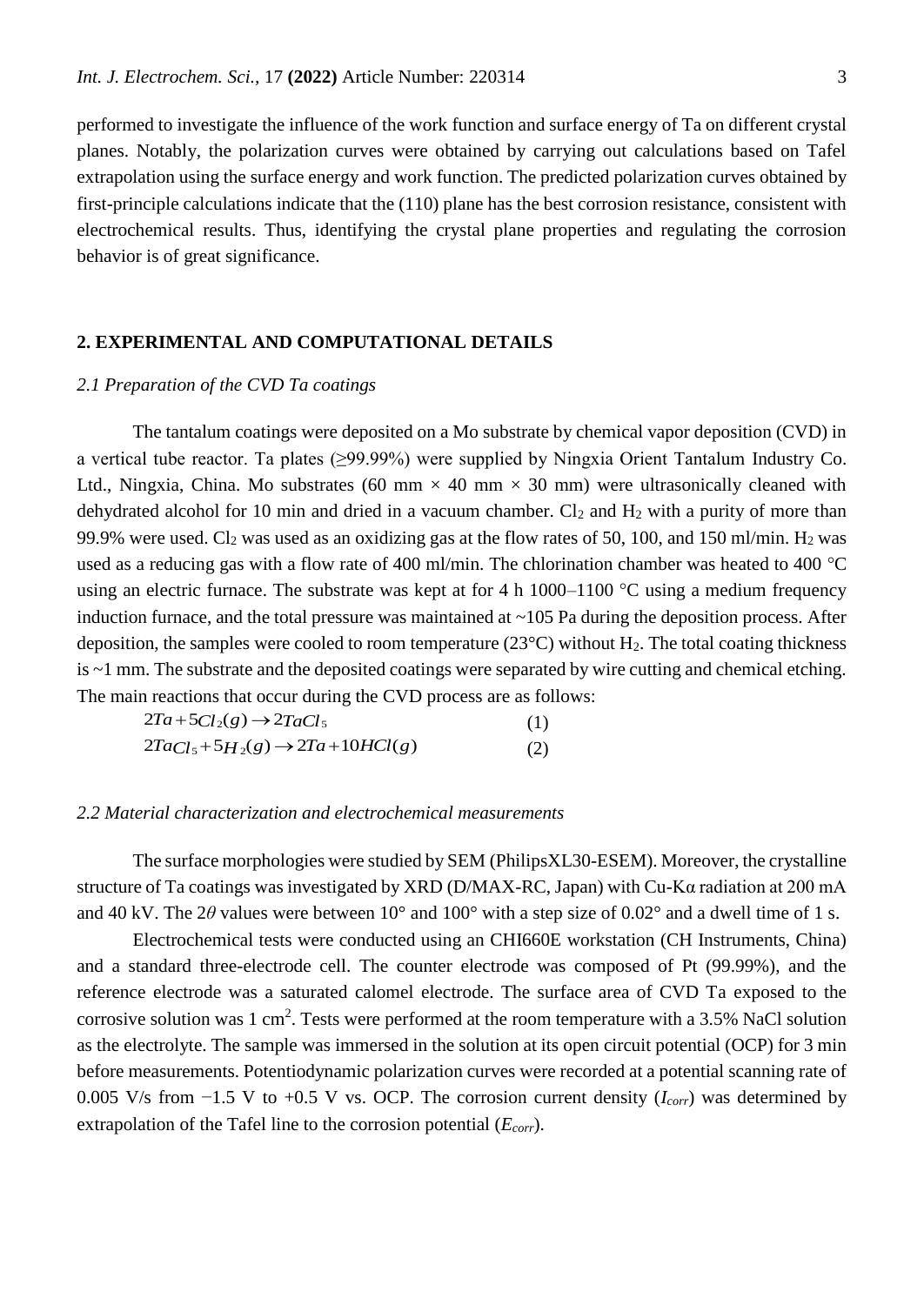performed to investigate the influence of the work function and surface energy of Ta on different crystal planes. Notably, the polarization curves were obtained by carrying out calculations based on Tafel extrapolation using the surface energy and work function. The predicted polarization curves obtained by first-principle calculations indicate that the (110) plane has the best corrosion resistance, consistent with electrochemical results. Thus, identifying the crystal plane properties and regulating the corrosion behavior is of great significance.

## 2. EXPERIMENTAL AND COMPUTATIONAL DETAILS

### *2.1 Preparation of the CVD Ta coatings*

The tantalum coatings were deposited on a Mo substrate by chemical vapor deposition (CVD) in a vertical tube reactor. Ta plates (≥99.99%) were supplied by Ningxia Orient Tantalum Industry Co. Ltd., Ningxia, China. Mo substrates (60 mm × 40 mm × 30 mm) were ultrasonically cleaned with dehydrated alcohol for 10 min and dried in a vacuum chamber. $Cl_2$ and $H_2$ with a purity of more than 99.9% were used. $Cl_2$ was used as an oxidizing gas at the flow rates of 50, 100, and 150 ml/min. $H_2$ was used as a reducing gas with a flow rate of 400 ml/min. The chlorination chamber was heated to 400 °C using an electric furnace. The substrate was kept at for 4 h 1000–1100 °C using a medium frequency induction furnace, and the total pressure was maintained at ~105 Pa during the deposition process. After deposition, the samples were cooled to room temperature (23°C) without $H_2$. The total coating thickness is ~1 mm. The substrate and the deposited coatings were separated by wire cutting and chemical etching. The main reactions that occur during the CVD process are as follows:

$$2Ta + 5Cl_2(g) \rightarrow 2TaCl_5 \quad (1)$$

$$2TaCl_5 + 5H_2(g) \rightarrow 2Ta + 10HCl(g) \quad (2)$$

### *2.2 Material characterization and electrochemical measurements*

The surface morphologies were studied by SEM (PhilipsXL30-ESEM). Moreover, the crystalline structure of Ta coatings was investigated by XRD (D/MAX-RC, Japan) with Cu-Kα radiation at 200 mA and 40 kV. The $2\theta$ values were between 10° and 100° with a step size of 0.02° and a dwell time of 1 s.

Electrochemical tests were conducted using an CHI660E workstation (CH Instruments, China) and a standard three-electrode cell. The counter electrode was composed of Pt (99.99%), and the reference electrode was a saturated calomel electrode. The surface area of CVD Ta exposed to the corrosive solution was 1 $cm^2$. Tests were performed at the room temperature with a 3.5% NaCl solution as the electrolyte. The sample was immersed in the solution at its open circuit potential (OCP) for 3 min before measurements. Potentiodynamic polarization curves were recorded at a potential scanning rate of 0.005 V/s from −1.5 V to +0.5 V vs. OCP. The corrosion current density ($I_{corr}$) was determined by extrapolation of the Tafel line to the corrosion potential ($E_{corr}$).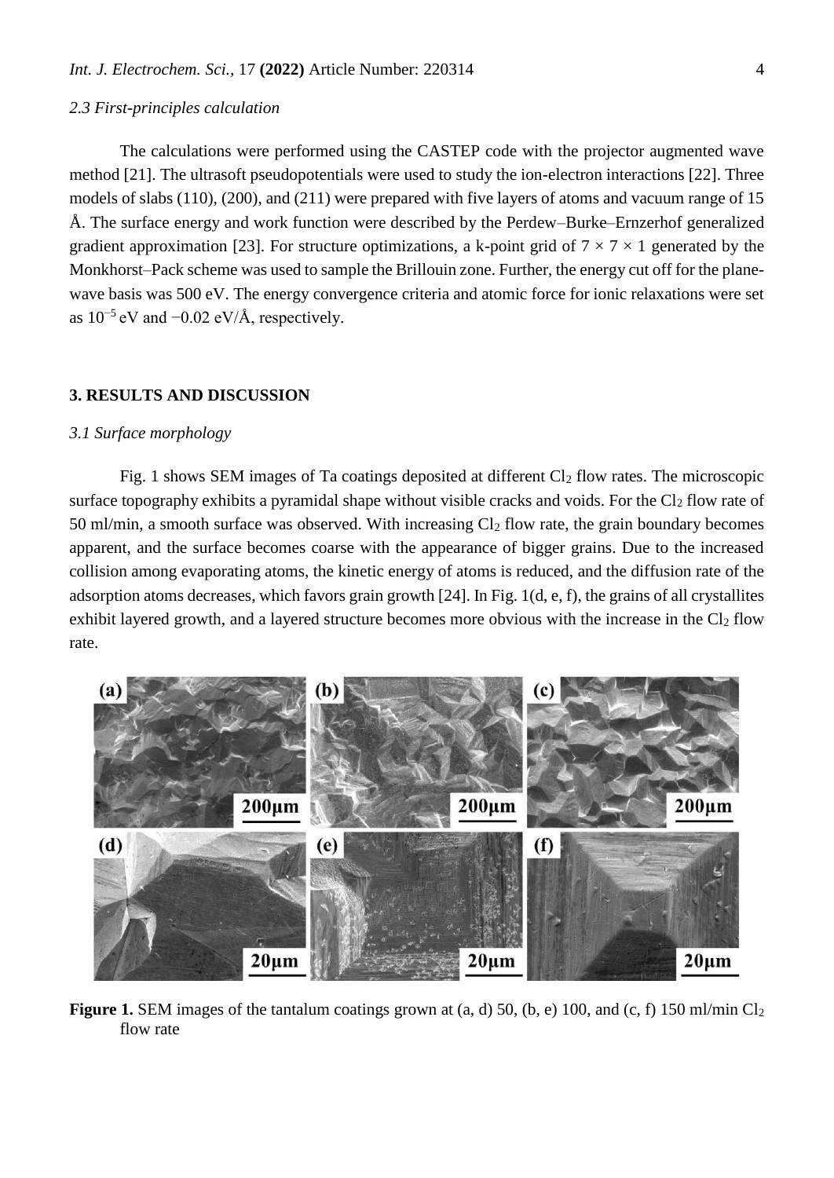### *2.3 First-principles calculation*

The calculations were performed using the CASTEP code with the projector augmented wave method [21]. The ultrasoft pseudopotentials were used to study the ion-electron interactions [22]. Three models of slabs (110), (200), and (211) were prepared with five layers of atoms and vacuum range of 15 Å. The surface energy and work function were described by the Perdew–Burke–Ernzerhof generalized gradient approximation [23]. For structure optimizations, a k-point grid of $7 \times 7 \times 1$ generated by the Monkhorst–Pack scheme was used to sample the Brillouin zone. Further, the energy cut off for the plane-wave basis was 500 eV. The energy convergence criteria and atomic force for ionic relaxations were set as $10^{-5}$ eV and $-0.02$ eV/Å, respectively.

## 3. RESULTS AND DISCUSSION

### *3.1 Surface morphology*

Fig. 1 shows SEM images of Ta coatings deposited at different $Cl_2$ flow rates. The microscopic surface topography exhibits a pyramidal shape without visible cracks and voids. For the $Cl_2$ flow rate of 50 ml/min, a smooth surface was observed. With increasing $Cl_2$ flow rate, the grain boundary becomes apparent, and the surface becomes coarse with the appearance of bigger grains. Due to the increased collision among evaporating atoms, the kinetic energy of atoms is reduced, and the diffusion rate of the adsorption atoms decreases, which favors grain growth [24]. In Fig. 1(d, e, f), the grains of all crystallites exhibit layered growth, and a layered structure becomes more obvious with the increase in the $Cl_2$ flow rate.

**Figure 1.** SEM images of the tantalum coatings grown at (a, d) 50, (b, e) 100, and (c, f) 150 ml/min $Cl_2$ flow rate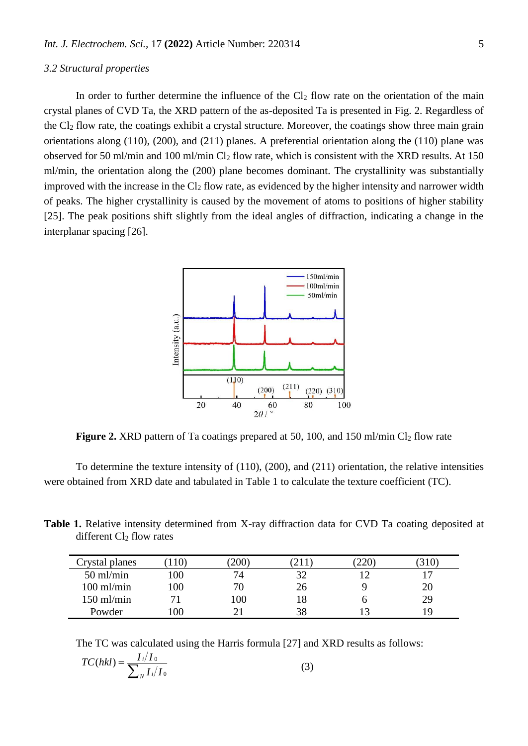### 3.2 Structural properties

In order to further determine the influence of the $Cl_2$ flow rate on the orientation of the main crystal planes of CVD Ta, the XRD pattern of the as-deposited Ta is presented in Fig. 2. Regardless of the $Cl_2$ flow rate, the coatings exhibit a crystal structure. Moreover, the coatings show three main grain orientations along (110), (200), and (211) planes. A preferential orientation along the (110) plane was observed for 50 ml/min and 100 ml/min $Cl_2$ flow rate, which is consistent with the XRD results. At 150 ml/min, the orientation along the (200) plane becomes dominant. The crystallinity was substantially improved with the increase in the $Cl_2$ flow rate, as evidenced by the higher intensity and narrower width of peaks. The higher crystallinity is caused by the movement of atoms to positions of higher stability [25]. The peak positions shift slightly from the ideal angles of diffraction, indicating a change in the interplanar spacing [26].

**Figure 2.** XRD pattern of Ta coatings prepared at 50, 100, and 150 ml/min $Cl_2$ flow rate

To determine the texture intensity of (110), (200), and (211) orientation, the relative intensities were obtained from XRD date and tabulated in Table 1 to calculate the texture coefficient (TC).

**Table 1.** Relative intensity determined from X-ray diffraction data for CVD Ta coating deposited at different $Cl_2$ flow rates

| Crystal planes | (110) | (200) | (211) | (220) | (310) |
|---|---|---|---|---|---|
| 50 ml/min | 100 | 74 | 32 | 12 | 17 |
| 100 ml/min | 100 | 70 | 26 | 9 | 20 |
| 150 ml/min | 71 | 100 | 18 | 6 | 29 |
| Powder | 100 | 21 | 38 | 13 | 19 |

The TC was calculated using the Harris formula [27] and XRD results as follows:

$$TC(hkl) = \frac{I_i/I_0}{\sum_N I_i/I_0} \quad (3)$$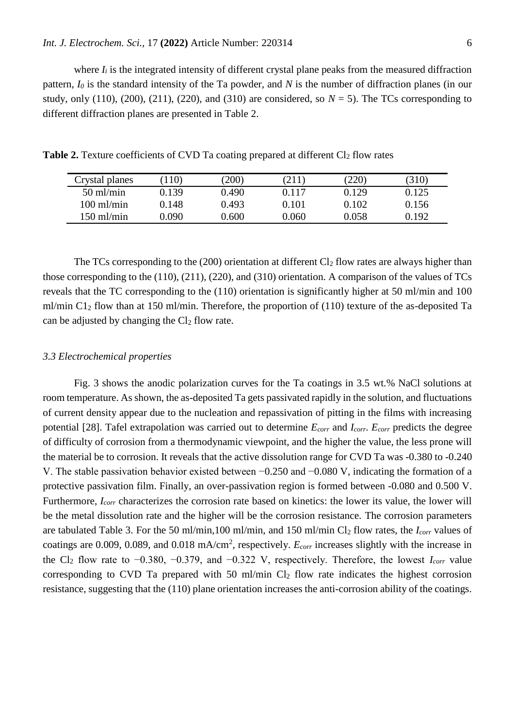where $I_i$ is the integrated intensity of different crystal plane peaks from the measured diffraction pattern, $I_0$ is the standard intensity of the Ta powder, and $N$ is the number of diffraction planes (in our study, only (110), (200), (211), (220), and (310) are considered, so $N = 5$). The TCs corresponding to different diffraction planes are presented in Table 2.

**Table 2.** Texture coefficients of CVD Ta coating prepared at different $Cl_2$ flow rates

| Crystal planes | (110) | (200) | (211) | (220) | (310) |
|---|---|---|---|---|---|
| 50 ml/min | 0.139 | 0.490 | 0.117 | 0.129 | 0.125 |
| 100 ml/min | 0.148 | 0.493 | 0.101 | 0.102 | 0.156 |
| 150 ml/min | 0.090 | 0.600 | 0.060 | 0.058 | 0.192 |

The TCs corresponding to the (200) orientation at different $Cl_2$ flow rates are always higher than those corresponding to the (110), (211), (220), and (310) orientation. A comparison of the values of TCs reveals that the TC corresponding to the (110) orientation is significantly higher at 50 ml/min and 100 ml/min $C1_2$ flow than at 150 ml/min. Therefore, the proportion of (110) texture of the as-deposited Ta can be adjusted by changing the $Cl_2$ flow rate.

### *3.3 Electrochemical properties*

Fig. 3 shows the anodic polarization curves for the Ta coatings in 3.5 wt.% NaCl solutions at room temperature. As shown, the as-deposited Ta gets passivated rapidly in the solution, and fluctuations of current density appear due to the nucleation and repassivation of pitting in the films with increasing potential [28]. Tafel extrapolation was carried out to determine $E_{corr}$ and $I_{corr}$. $E_{corr}$ predicts the degree of difficulty of corrosion from a thermodynamic viewpoint, and the higher the value, the less prone will the material be to corrosion. It reveals that the active dissolution range for CVD Ta was -0.380 to -0.240 V. The stable passivation behavior existed between −0.250 and −0.080 V, indicating the formation of a protective passivation film. Finally, an over-passivation region is formed between -0.080 and 0.500 V. Furthermore, $I_{corr}$ characterizes the corrosion rate based on kinetics: the lower its value, the lower will be the metal dissolution rate and the higher will be the corrosion resistance. The corrosion parameters are tabulated Table 3. For the 50 ml/min,100 ml/min, and 150 ml/min $Cl_2$ flow rates, the $I_{corr}$ values of coatings are 0.009, 0.089, and 0.018 mA/cm$^2$, respectively. $E_{corr}$ increases slightly with the increase in the $Cl_2$ flow rate to −0.380, −0.379, and −0.322 V, respectively. Therefore, the lowest $I_{corr}$ value corresponding to CVD Ta prepared with 50 ml/min $Cl_2$ flow rate indicates the highest corrosion resistance, suggesting that the (110) plane orientation increases the anti-corrosion ability of the coatings.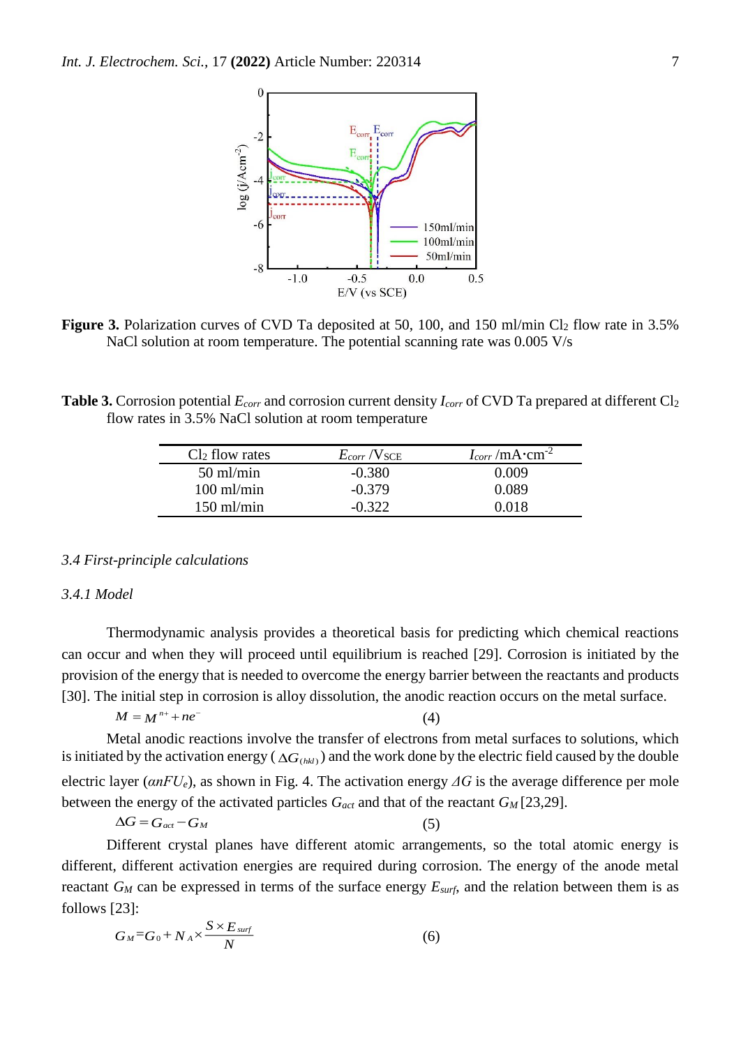**Figure 3.** Polarization curves of CVD Ta deposited at 50, 100, and 150 ml/min $Cl_2$ flow rate in 3.5% NaCl solution at room temperature. The potential scanning rate was 0.005 V/s

**Table 3.** Corrosion potential $E_{corr}$ and corrosion current density $I_{corr}$ of CVD Ta prepared at different $Cl_2$ flow rates in 3.5% NaCl solution at room temperature

| $Cl_2$ flow rates | $E_{corr}$ /$V_{SCE}$ | $I_{corr}$ /mA·cm$^{-2}$ |
|---|---|---|
| 50 ml/min | -0.380 | 0.009 |
| 100 ml/min | -0.379 | 0.089 |
| 150 ml/min | -0.322 | 0.018 |

### *3.4 First-principle calculations*

#### *3.4.1 Model*

Thermodynamic analysis provides a theoretical basis for predicting which chemical reactions can occur and when they will proceed until equilibrium is reached [29]. Corrosion is initiated by the provision of the energy that is needed to overcome the energy barrier between the reactants and products [30]. The initial step in corrosion is alloy dissolution, the anodic reaction occurs on the metal surface.

$$M = M^{n+} + ne^{-} \tag{4}$$

Metal anodic reactions involve the transfer of electrons from metal surfaces to solutions, which is initiated by the activation energy ($\Delta G_{(hkl)}$) and the work done by the electric field caused by the double electric layer ($\alpha nFU_e$), as shown in Fig. 4. The activation energy $\Delta G$ is the average difference per mole between the energy of the activated particles $G_{act}$ and that of the reactant $G_M$ [23,29].

$$\Delta G = G_{act} - G_M \tag{5}$$

Different crystal planes have different atomic arrangements, so the total atomic energy is different, different activation energies are required during corrosion. The energy of the anode metal reactant $G_M$ can be expressed in terms of the surface energy $E_{surf}$, and the relation between them is as follows [23]:

$$G_M = G_0 + N_A \times \frac{S \times E_{surf}}{N} \tag{6}$$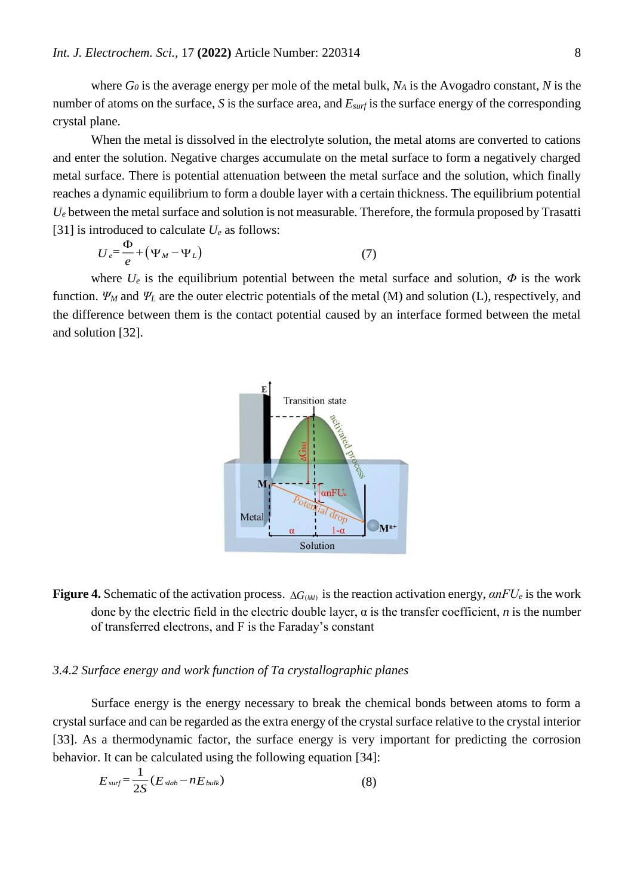where $G_0$ is the average energy per mole of the metal bulk, $N_A$ is the Avogadro constant, $N$ is the number of atoms on the surface, $S$ is the surface area, and $E_{surf}$ is the surface energy of the corresponding crystal plane.

When the metal is dissolved in the electrolyte solution, the metal atoms are converted to cations and enter the solution. Negative charges accumulate on the metal surface to form a negatively charged metal surface. There is potential attenuation between the metal surface and the solution, which finally reaches a dynamic equilibrium to form a double layer with a certain thickness. The equilibrium potential $U_e$ between the metal surface and solution is not measurable. Therefore, the formula proposed by Trasatti [31] is introduced to calculate $U_e$ as follows:

$$U_e = \frac{\Phi}{e} + (\Psi_M - \Psi_L) \tag{7}$$

where $U_e$ is the equilibrium potential between the metal surface and solution, $\Phi$ is the work function. $\Psi_M$ and $\Psi_L$ are the outer electric potentials of the metal (M) and solution (L), respectively, and the difference between them is the contact potential caused by an interface formed between the metal and solution [32].

**Figure 4.** Schematic of the activation process. $\Delta G_{(hkl)}$ is the reaction activation energy, $\alpha nFU_e$ is the work done by the electric field in the electric double layer, α is the transfer coefficient, $n$ is the number of transferred electrons, and F is the Faraday's constant

### 3.4.2 Surface energy and work function of Ta crystallographic planes

Surface energy is the energy necessary to break the chemical bonds between atoms to form a crystal surface and can be regarded as the extra energy of the crystal surface relative to the crystal interior [33]. As a thermodynamic factor, the surface energy is very important for predicting the corrosion behavior. It can be calculated using the following equation [34]:

$$E_{surf} = \frac{1}{2S}(E_{slab} - nE_{bulk}) \tag{8}$$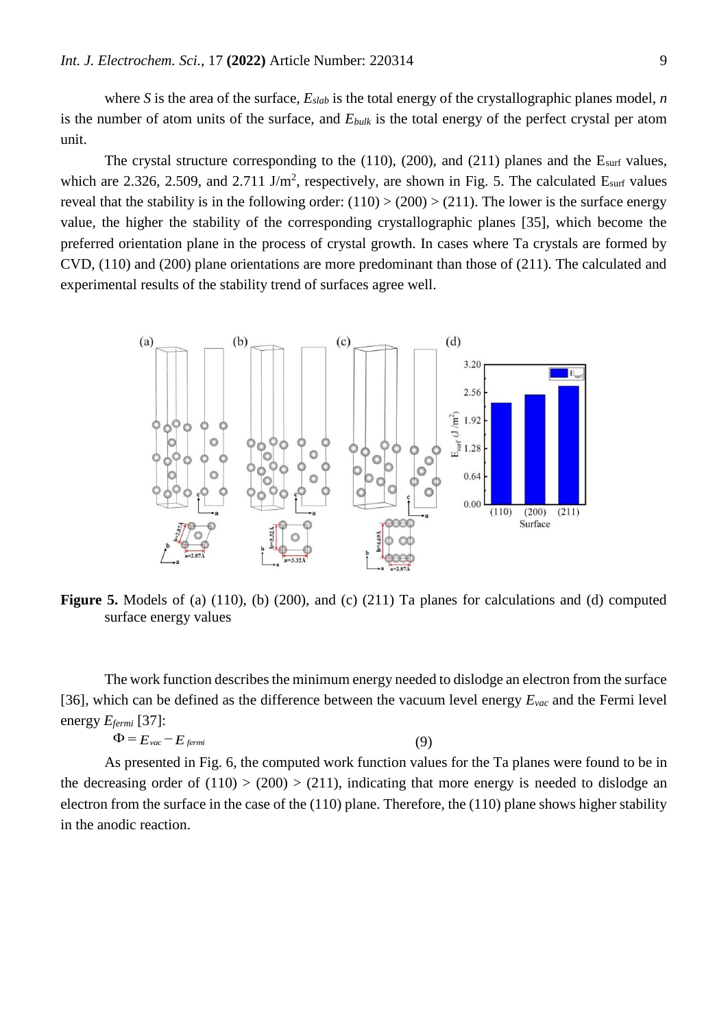where $S$ is the area of the surface, $E_{slab}$ is the total energy of the crystallographic planes model, $n$ is the number of atom units of the surface, and $E_{bulk}$ is the total energy of the perfect crystal per atom unit.

The crystal structure corresponding to the (110), (200), and (211) planes and the $E_{surf}$ values, which are 2.326, 2.509, and 2.711 J/m$^2$, respectively, are shown in Fig. 5. The calculated $E_{surf}$ values reveal that the stability is in the following order: (110) > (200) > (211). The lower is the surface energy value, the higher the stability of the corresponding crystallographic planes [35], which become the preferred orientation plane in the process of crystal growth. In cases where Ta crystals are formed by CVD, (110) and (200) plane orientations are more predominant than those of (211). The calculated and experimental results of the stability trend of surfaces agree well.

**Figure 5.** Models of (a) (110), (b) (200), and (c) (211) Ta planes for calculations and (d) computed surface energy values

The work function describes the minimum energy needed to dislodge an electron from the surface [36], which can be defined as the difference between the vacuum level energy $E_{vac}$ and the Fermi level energy $E_{fermi}$ [37]:

$$\Phi = E_{vac} - E_{fermi} \quad (9)$$

As presented in Fig. 6, the computed work function values for the Ta planes were found to be in the decreasing order of (110) > (200) > (211), indicating that more energy is needed to dislodge an electron from the surface in the case of the (110) plane. Therefore, the (110) plane shows higher stability in the anodic reaction.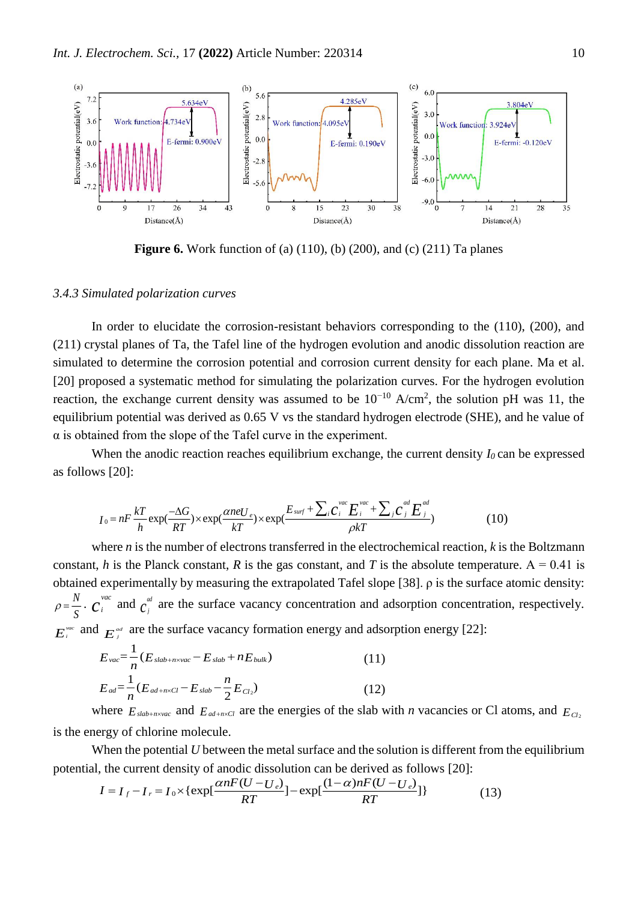**Figure 6.** Work function of (a) (110), (b) (200), and (c) (211) Ta planes

### *3.4.3 Simulated polarization curves*

In order to elucidate the corrosion-resistant behaviors corresponding to the (110), (200), and (211) crystal planes of Ta, the Tafel line of the hydrogen evolution and anodic dissolution reaction are simulated to determine the corrosion potential and corrosion current density for each plane. Ma et al. [20] proposed a systematic method for simulating the polarization curves. For the hydrogen evolution reaction, the exchange current density was assumed to be $10^{-10}$ A/cm$^2$, the solution pH was 11, the equilibrium potential was derived as 0.65 V vs the standard hydrogen electrode (SHE), and he value of α is obtained from the slope of the Tafel curve in the experiment.

When the anodic reaction reaches equilibrium exchange, the current density $I_0$ can be expressed as follows [20]:

$$I_0 = nF\frac{kT}{h}\exp(\frac{-\Delta G}{RT})\times\exp(\frac{\alpha neU_e}{kT})\times\exp(\frac{E_{surf}+\sum_i c_i^{vac}E_i^{vac}+\sum_j c_j^{ad}E_j^{ad}}{\rho kT}) \tag{10}$$

where $n$ is the number of electrons transferred in the electrochemical reaction, $k$ is the Boltzmann constant, $h$ is the Planck constant, $R$ is the gas constant, and $T$ is the absolute temperature. A = 0.41 is obtained experimentally by measuring the extrapolated Tafel slope [38]. ρ is the surface atomic density: $\rho=\frac{N}{S}$. $c_i^{vac}$ and $c_j^{ad}$ are the surface vacancy concentration and adsorption concentration, respectively. $E_i^{vac}$ and $E_j^{ad}$ are the surface vacancy formation energy and adsorption energy [22]:

$$E_{vac}=\frac{1}{n}(E_{slab+n\times vac}-E_{slab}+nE_{bulk}) \tag{11}$$

$$E_{ad}=\frac{1}{n}(E_{ad+n\times Cl}-E_{slab}-\frac{n}{2}E_{Cl_2}) \tag{12}$$

where $E_{slab+n\times vac}$ and $E_{ad+n\times Cl}$ are the energies of the slab with $n$ vacancies or Cl atoms, and $E_{Cl_2}$ is the energy of chlorine molecule.

When the potential $U$ between the metal surface and the solution is different from the equilibrium potential, the current density of anodic dissolution can be derived as follows [20]:

$$I = I_f - I_r = I_0\times\{\exp[\frac{\alpha nF(U-U_e)}{RT}]-\exp[\frac{(1-\alpha)nF(U-U_e)}{RT}]\} \tag{13}$$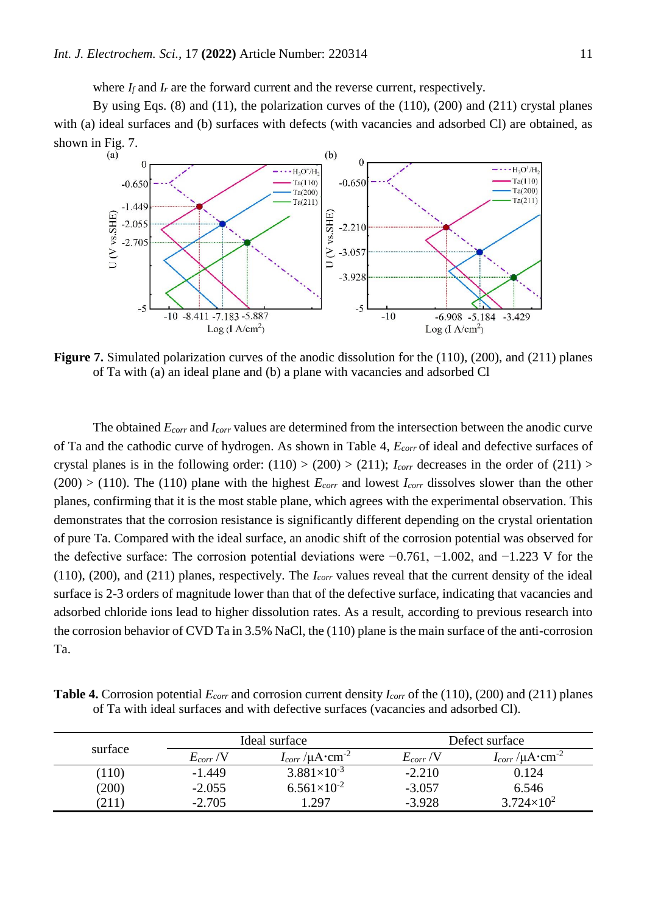where $I_f$ and $I_r$ are the forward current and the reverse current, respectively.

By using Eqs. (8) and (11), the polarization curves of the (110), (200) and (211) crystal planes with (a) ideal surfaces and (b) surfaces with defects (with vacancies and adsorbed Cl) are obtained, as shown in Fig. 7.

**Figure 7.** Simulated polarization curves of the anodic dissolution for the (110), (200), and (211) planes of Ta with (a) an ideal plane and (b) a plane with vacancies and adsorbed Cl

The obtained $E_{corr}$ and $I_{corr}$ values are determined from the intersection between the anodic curve of Ta and the cathodic curve of hydrogen. As shown in Table 4, $E_{corr}$ of ideal and defective surfaces of crystal planes is in the following order: (110) > (200) > (211); $I_{corr}$ decreases in the order of (211) > (200) > (110). The (110) plane with the highest $E_{corr}$ and lowest $I_{corr}$ dissolves slower than the other planes, confirming that it is the most stable plane, which agrees with the experimental observation. This demonstrates that the corrosion resistance is significantly different depending on the crystal orientation of pure Ta. Compared with the ideal surface, an anodic shift of the corrosion potential was observed for the defective surface: The corrosion potential deviations were −0.761, −1.002, and −1.223 V for the (110), (200), and (211) planes, respectively. The $I_{corr}$ values reveal that the current density of the ideal surface is 2-3 orders of magnitude lower than that of the defective surface, indicating that vacancies and adsorbed chloride ions lead to higher dissolution rates. As a result, according to previous research into the corrosion behavior of CVD Ta in 3.5% NaCl, the (110) plane is the main surface of the anti-corrosion Ta.

**Table 4.** Corrosion potential $E_{corr}$ and corrosion current density $I_{corr}$ of the (110), (200) and (211) planes of Ta with ideal surfaces and with defective surfaces (vacancies and adsorbed Cl).

| surface | Ideal surface | | Defect surface | |
|---|---|---|---|---|
| | $E_{corr}$ /V | $I_{corr}$ /μA·cm$^{-2}$ | $E_{corr}$ /V | $I_{corr}$ /μA·cm$^{-2}$ |
| (110) | -1.449 | $3.881\times10^{-3}$ | -2.210 | 0.124 |
| (200) | -2.055 | $6.561\times10^{-2}$ | -3.057 | 6.546 |
| (211) | -2.705 | 1.297 | -3.928 | $3.724\times10^{2}$ |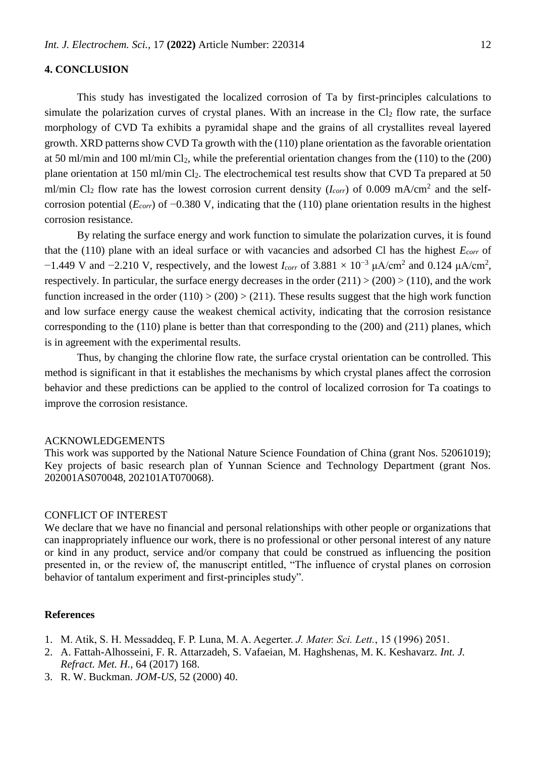## 4. CONCLUSION

This study has investigated the localized corrosion of Ta by first-principles calculations to simulate the polarization curves of crystal planes. With an increase in the $Cl_2$ flow rate, the surface morphology of CVD Ta exhibits a pyramidal shape and the grains of all crystallites reveal layered growth. XRD patterns show CVD Ta growth with the (110) plane orientation as the favorable orientation at 50 ml/min and 100 ml/min $Cl_2$, while the preferential orientation changes from the (110) to the (200) plane orientation at 150 ml/min $Cl_2$. The electrochemical test results show that CVD Ta prepared at 50 ml/min $Cl_2$ flow rate has the lowest corrosion current density ($I_{corr}$) of 0.009 mA/cm$^2$ and the self-corrosion potential ($E_{corr}$) of −0.380 V, indicating that the (110) plane orientation results in the highest corrosion resistance.

By relating the surface energy and work function to simulate the polarization curves, it is found that the (110) plane with an ideal surface or with vacancies and adsorbed Cl has the highest $E_{corr}$ of −1.449 V and −2.210 V, respectively, and the lowest $I_{corr}$ of $3.881 \times 10^{-3}$ μA/cm$^2$ and 0.124 μA/cm$^2$, respectively. In particular, the surface energy decreases in the order (211) > (200) > (110), and the work function increased in the order (110) > (200) > (211). These results suggest that the high work function and low surface energy cause the weakest chemical activity, indicating that the corrosion resistance corresponding to the (110) plane is better than that corresponding to the (200) and (211) planes, which is in agreement with the experimental results.

Thus, by changing the chlorine flow rate, the surface crystal orientation can be controlled. This method is significant in that it establishes the mechanisms by which crystal planes affect the corrosion behavior and these predictions can be applied to the control of localized corrosion for Ta coatings to improve the corrosion resistance.

ACKNOWLEDGEMENTS

This work was supported by the National Nature Science Foundation of China (grant Nos. 52061019); Key projects of basic research plan of Yunnan Science and Technology Department (grant Nos. 202001AS070048, 202101AT070068).

CONFLICT OF INTEREST

We declare that we have no financial and personal relationships with other people or organizations that can inappropriately influence our work, there is no professional or other personal interest of any nature or kind in any product, service and/or company that could be construed as influencing the position presented in, or the review of, the manuscript entitled, "The influence of crystal planes on corrosion behavior of tantalum experiment and first-principles study".

### References

1. M. Atik, S. H. Messaddeq, F. P. Luna, M. A. Aegerter. *J. Mater. Sci. Lett.*, 15 (1996) 2051.
2. A. Fattah-Alhosseini, F. R. Attarzadeh, S. Vafaeian, M. Haghshenas, M. K. Keshavarz. *Int. J. Refract. Met. H.*, 64 (2017) 168.
3. R. W. Buckman. *JOM-US*, 52 (2000) 40.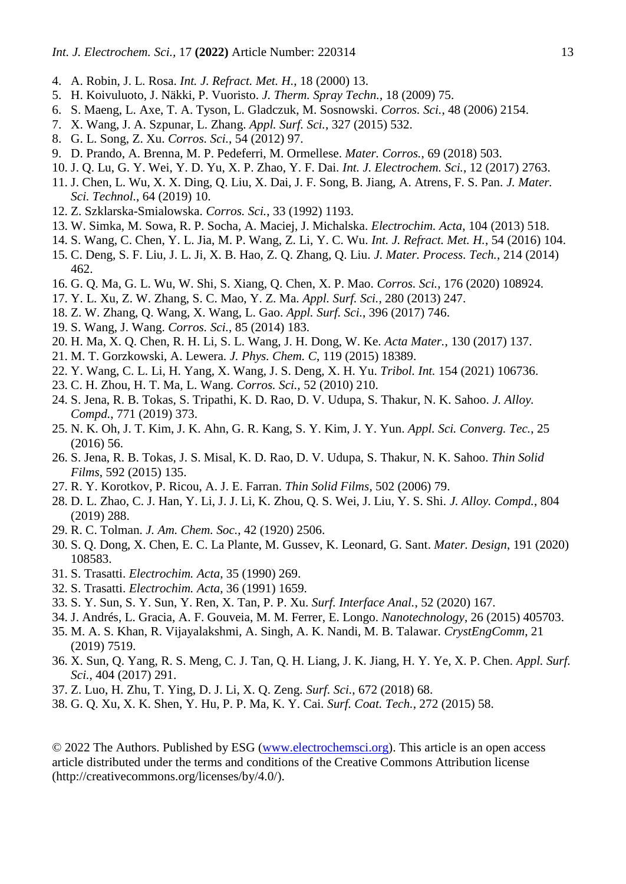4. A. Robin, J. L. Rosa. *Int. J. Refract. Met. H.*, 18 (2000) 13.
5. H. Koivuluoto, J. Näkki, P. Vuoristo. *J. Therm. Spray Techn.*, 18 (2009) 75.
6. S. Maeng, L. Axe, T. A. Tyson, L. Gladczuk, M. Sosnowski. *Corros. Sci.*, 48 (2006) 2154.
7. X. Wang, J. A. Szpunar, L. Zhang. *Appl. Surf. Sci.*, 327 (2015) 532.
8. G. L. Song, Z. Xu. *Corros. Sci.*, 54 (2012) 97.
9. D. Prando, A. Brenna, M. P. Pedeferri, M. Ormellese. *Mater. Corros.*, 69 (2018) 503.
10. J. Q. Lu, G. Y. Wei, Y. D. Yu, X. P. Zhao, Y. F. Dai. *Int. J. Electrochem. Sci.*, 12 (2017) 2763.
11. J. Chen, L. Wu, X. X. Ding, Q. Liu, X. Dai, J. F. Song, B. Jiang, A. Atrens, F. S. Pan. *J. Mater. Sci. Technol.*, 64 (2019) 10.
12. Z. Szklarska-Smialowska. *Corros. Sci.*, 33 (1992) 1193.
13. W. Simka, M. Sowa, R. P. Socha, A. Maciej, J. Michalska. *Electrochim. Acta*, 104 (2013) 518.
14. S. Wang, C. Chen, Y. L. Jia, M. P. Wang, Z. Li, Y. C. Wu. *Int. J. Refract. Met. H.*, 54 (2016) 104.
15. C. Deng, S. F. Liu, J. L. Ji, X. B. Hao, Z. Q. Zhang, Q. Liu. *J. Mater. Process. Tech.*, 214 (2014) 462.
16. G. Q. Ma, G. L. Wu, W. Shi, S. Xiang, Q. Chen, X. P. Mao. *Corros. Sci.*, 176 (2020) 108924.
17. Y. L. Xu, Z. W. Zhang, S. C. Mao, Y. Z. Ma. *Appl. Surf. Sci.*, 280 (2013) 247.
18. Z. W. Zhang, Q. Wang, X. Wang, L. Gao. *Appl. Surf. Sci.*, 396 (2017) 746.
19. S. Wang, J. Wang. *Corros. Sci.*, 85 (2014) 183.
20. H. Ma, X. Q. Chen, R. H. Li, S. L. Wang, J. H. Dong, W. Ke. *Acta Mater.*, 130 (2017) 137.
21. M. T. Gorzkowski, A. Lewera. *J. Phys. Chem. C*, 119 (2015) 18389.
22. Y. Wang, C. L. Li, H. Yang, X. Wang, J. S. Deng, X. H. Yu. *Tribol. Int.* 154 (2021) 106736.
23. C. H. Zhou, H. T. Ma, L. Wang. *Corros. Sci.*, 52 (2010) 210.
24. S. Jena, R. B. Tokas, S. Tripathi, K. D. Rao, D. V. Udupa, S. Thakur, N. K. Sahoo. *J. Alloy. Compd.*, 771 (2019) 373.
25. N. K. Oh, J. T. Kim, J. K. Ahn, G. R. Kang, S. Y. Kim, J. Y. Yun. *Appl. Sci. Converg. Tec.*, 25 (2016) 56.
26. S. Jena, R. B. Tokas, J. S. Misal, K. D. Rao, D. V. Udupa, S. Thakur, N. K. Sahoo. *Thin Solid Films*, 592 (2015) 135.
27. R. Y. Korotkov, P. Ricou, A. J. E. Farran. *Thin Solid Films*, 502 (2006) 79.
28. D. L. Zhao, C. J. Han, Y. Li, J. J. Li, K. Zhou, Q. S. Wei, J. Liu, Y. S. Shi. *J. Alloy. Compd.*, 804 (2019) 288.
29. R. C. Tolman. *J. Am. Chem. Soc.*, 42 (1920) 2506.
30. S. Q. Dong, X. Chen, E. C. La Plante, M. Gussev, K. Leonard, G. Sant. *Mater. Design*, 191 (2020) 108583.
31. S. Trasatti. *Electrochim. Acta*, 35 (1990) 269.
32. S. Trasatti. *Electrochim. Acta*, 36 (1991) 1659.
33. S. Y. Sun, S. Y. Sun, Y. Ren, X. Tan, P. P. Xu. *Surf. Interface Anal.*, 52 (2020) 167.
34. J. Andrés, L. Gracia, A. F. Gouveia, M. M. Ferrer, E. Longo. *Nanotechnology*, 26 (2015) 405703.
35. M. A. S. Khan, R. Vijayalakshmi, A. Singh, A. K. Nandi, M. B. Talawar. *CrystEngComm*, 21 (2019) 7519.
36. X. Sun, Q. Yang, R. S. Meng, C. J. Tan, Q. H. Liang, J. K. Jiang, H. Y. Ye, X. P. Chen. *Appl. Surf. Sci.*, 404 (2017) 291.
37. Z. Luo, H. Zhu, T. Ying, D. J. Li, X. Q. Zeng. *Surf. Sci.*, 672 (2018) 68.
38. G. Q. Xu, X. K. Shen, Y. Hu, P. P. Ma, K. Y. Cai. *Surf. Coat. Tech.*, 272 (2015) 58.

© 2022 The Authors. Published by ESG (www.electrochemsci.org). This article is an open access article distributed under the terms and conditions of the Creative Commons Attribution license (http://creativecommons.org/licenses/by/4.0/).